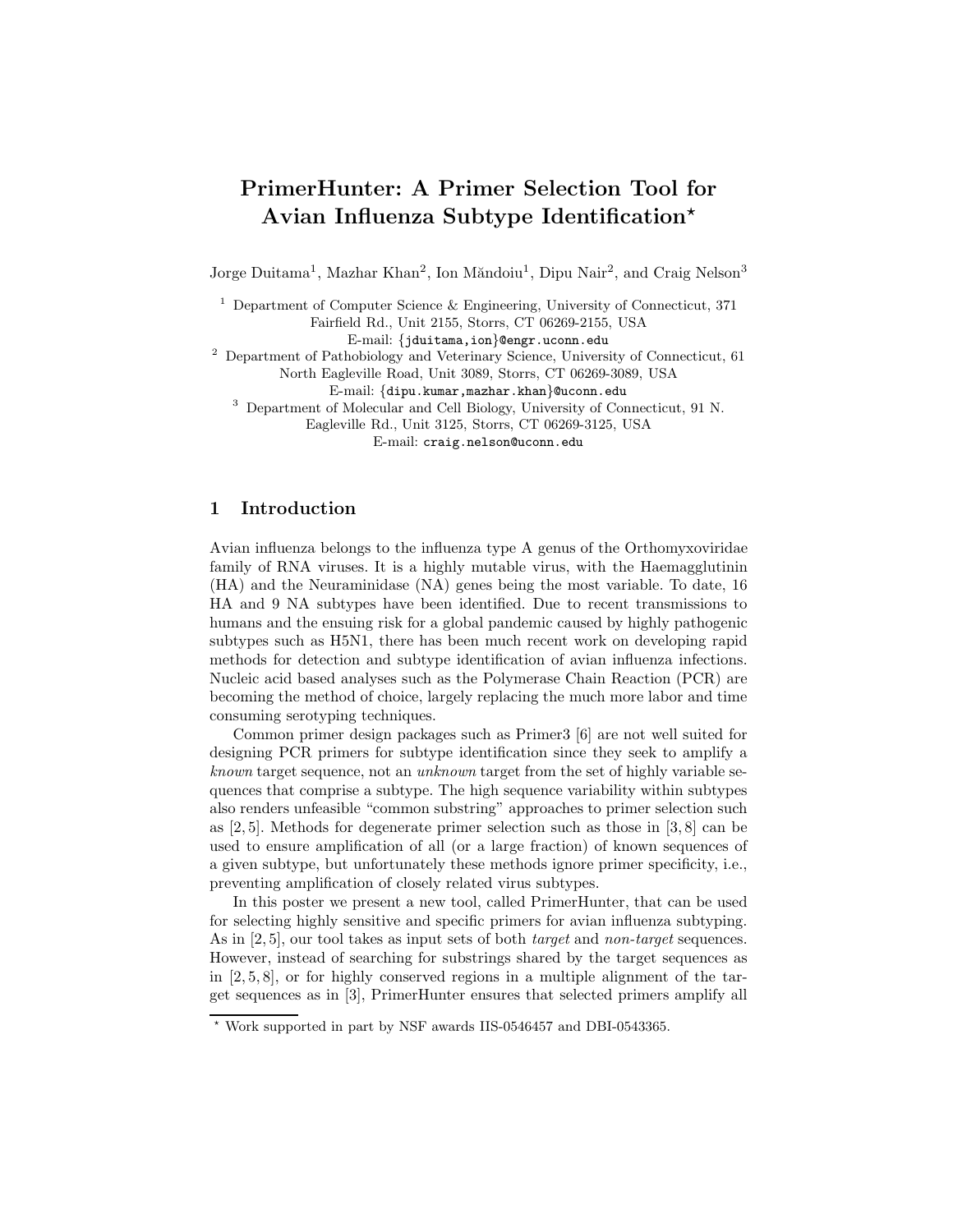# PrimerHunter: A Primer Selection Tool for Avian Influenza Subtype Identification*

Jorge Duitama[1], Mazhar Khan[2], Ion Măndoiu[1], Dipu Nair[2], and Craig Nelson[3]

[1] Department of Computer Science & Engineering, University of Connecticut, 371 Fairfield Rd., Unit 2155, Storrs, CT 06269-2155, USA
E-mail: {jduitama,ion}@engr.uconn.edu

[2] Department of Pathobiology and Veterinary Science, University of Connecticut, 61 North Eagleville Road, Unit 3089, Storrs, CT 06269-3089, USA
E-mail: {dipu.kumar,mazhar.khan}@uconn.edu

[3] Department of Molecular and Cell Biology, University of Connecticut, 91 N. Eagleville Rd., Unit 3125, Storrs, CT 06269-3125, USA
E-mail: craig.nelson@uconn.edu

## 1 Introduction

Avian influenza belongs to the influenza type A genus of the Orthomyxoviridae family of RNA viruses. It is a highly mutable virus, with the Haemagglutinin (HA) and the Neuraminidase (NA) genes being the most variable. To date, 16 HA and 9 NA subtypes have been identified. Due to recent transmissions to humans and the ensuing risk for a global pandemic caused by highly pathogenic subtypes such as H5N1, there has been much recent work on developing rapid methods for detection and subtype identification of avian influenza infections. Nucleic acid based analyses such as the Polymerase Chain Reaction (PCR) are becoming the method of choice, largely replacing the much more labor and time consuming serotyping techniques.

Common primer design packages such as Primer3 [6] are not well suited for designing PCR primers for subtype identification since they seek to amplify a *known* target sequence, not an *unknown* target from the set of highly variable sequences that comprise a subtype. The high sequence variability within subtypes also renders unfeasible "common substring" approaches to primer selection such as [2, 5]. Methods for degenerate primer selection such as those in [3, 8] can be used to ensure amplification of all (or a large fraction) of known sequences of a given subtype, but unfortunately these methods ignore primer specificity, i.e., preventing amplification of closely related virus subtypes.

In this poster we present a new tool, called PrimerHunter, that can be used for selecting highly sensitive and specific primers for avian influenza subtyping. As in [2, 5], our tool takes as input sets of both *target* and *non-target* sequences. However, instead of searching for substrings shared by the target sequences as in [2, 5, 8], or for highly conserved regions in a multiple alignment of the target sequences as in [3], PrimerHunter ensures that selected primers amplify all

* Work supported in part by NSF awards IIS-0546457 and DBI-0543365.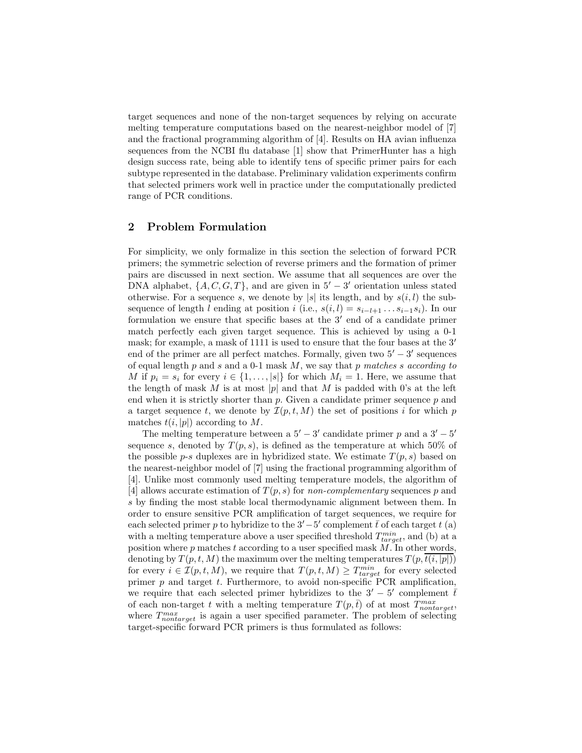target sequences and none of the non-target sequences by relying on accurate melting temperature computations based on the nearest-neighbor model of [7] and the fractional programming algorithm of [4]. Results on HA avian influenza sequences from the NCBI flu database [1] show that PrimerHunter has a high design success rate, being able to identify tens of specific primer pairs for each subtype represented in the database. Preliminary validation experiments confirm that selected primers work well in practice under the computationally predicted range of PCR conditions.

## 2 Problem Formulation

For simplicity, we only formalize in this section the selection of forward PCR primers; the symmetric selection of reverse primers and the formation of primer pairs are discussed in next section. We assume that all sequences are over the DNA alphabet, $\{A, C, G, T\}$, and are given in $5' - 3'$ orientation unless stated otherwise. For a sequence $s$, we denote by $|s|$ its length, and by $s(i, l)$ the subsequence of length $l$ ending at position $i$ (i.e., $s(i, l) = s_{i-l+1} \dots s_{i-1}s_i$). In our formulation we ensure that specific bases at the $3'$ end of a candidate primer match perfectly each given target sequence. This is achieved by using a 0-1 mask; for example, a mask of 1111 is used to ensure that the four bases at the $3'$ end of the primer are all perfect matches. Formally, given two $5' - 3'$ sequences of equal length $p$ and $s$ and a 0-1 mask $M$, we say that *$p$ matches $s$ according to $M$* if $p_i = s_i$ for every $i \in \{1, \dots, |s|\}$ for which $M_i = 1$. Here, we assume that the length of mask $M$ is at most $|p|$ and that $M$ is padded with 0's at the left end when it is strictly shorter than $p$. Given a candidate primer sequence $p$ and a target sequence $t$, we denote by $\mathcal{I}(p, t, M)$ the set of positions $i$ for which $p$ matches $t(i, |p|)$ according to $M$.

The melting temperature between a $5' - 3'$ candidate primer $p$ and a $3' - 5'$ sequence $s$, denoted by $T(p, s)$, is defined as the temperature at which 50% of the possible $p$-$s$ duplexes are in hybridized state. We estimate $T(p, s)$ based on the nearest-neighbor model of [7] using the fractional programming algorithm of [4]. Unlike most commonly used melting temperature models, the algorithm of [4] allows accurate estimation of $T(p, s)$ for *non-complementary* sequences $p$ and $s$ by finding the most stable local thermodynamic alignment between them. In order to ensure sensitive PCR amplification of target sequences, we require for each selected primer $p$ to hybridize to the $3' - 5'$ complement $\bar{t}$ of each target $t$ (a) with a melting temperature above a user specified threshold $T^{min}_{target}$, and (b) at a position where $p$ matches $t$ according to a user specified mask $M$. In other words, denoting by $T(p, t, M)$ the maximum over the melting temperatures $T(p, \overline{t(i, |p|)})$ for every $i \in \mathcal{I}(p, t, M)$, we require that $T(p, t, M) \geq T^{min}_{target}$ for every selected primer $p$ and target $t$. Furthermore, to avoid non-specific PCR amplification, we require that each selected primer hybridizes to the $3' - 5'$ complement $\bar{t}$ of each non-target $t$ with a melting temperature $T(p, \bar{t})$ of at most $T^{max}_{nontarget}$, where $T^{max}_{nontarget}$ is again a user specified parameter. The problem of selecting target-specific forward PCR primers is thus formulated as follows: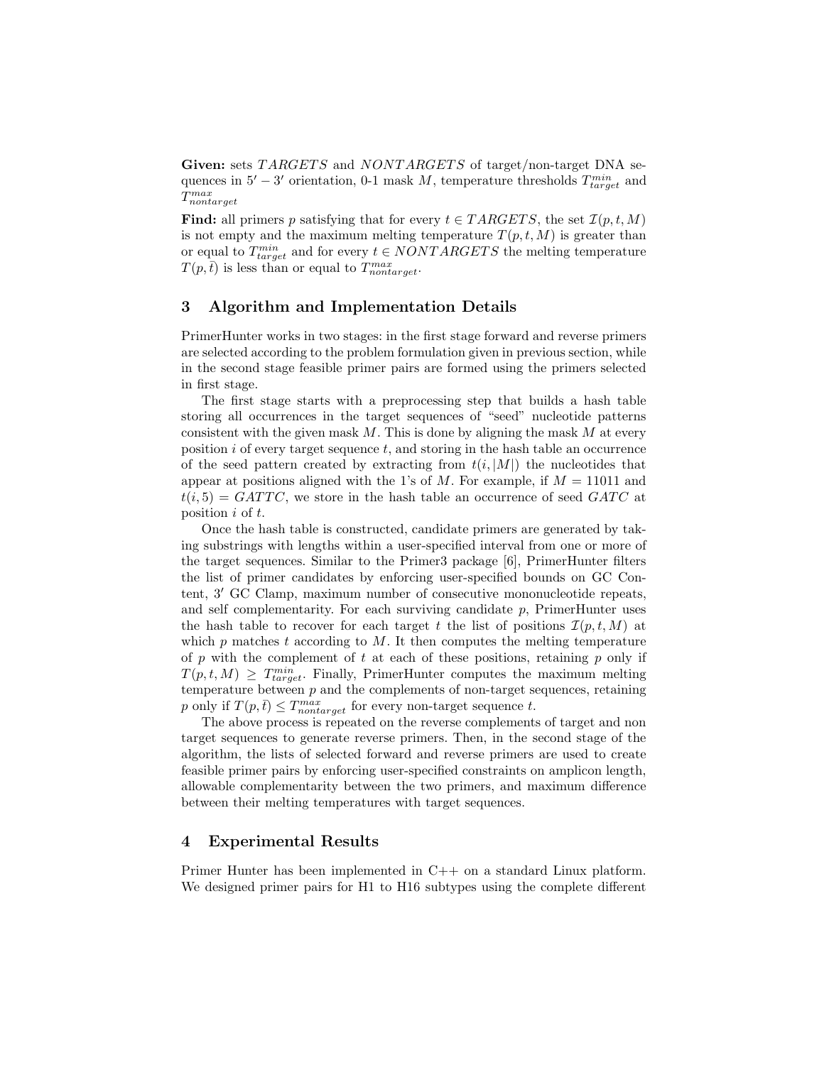**Given:** sets $TARGETS$ and $NONTARGETS$ of target/non-target DNA sequences in $5' - 3'$ orientation, 0-1 mask $M$, temperature thresholds $T^{min}_{target}$ and $T^{max}_{nontarget}$

**Find:** all primers $p$ satisfying that for every $t \in TARGETS$, the set $\mathcal{I}(p, t, M)$ is not empty and the maximum melting temperature $T(p, t, M)$ is greater than or equal to $T^{min}_{target}$ and for every $t \in NONTARGETS$ the melting temperature $T(p, \bar{t})$ is less than or equal to $T^{max}_{nontarget}$.

## 3 Algorithm and Implementation Details

PrimerHunter works in two stages: in the first stage forward and reverse primers are selected according to the problem formulation given in previous section, while in the second stage feasible primer pairs are formed using the primers selected in first stage.

The first stage starts with a preprocessing step that builds a hash table storing all occurrences in the target sequences of "seed" nucleotide patterns consistent with the given mask $M$. This is done by aligning the mask $M$ at every position $i$ of every target sequence $t$, and storing in the hash table an occurrence of the seed pattern created by extracting from $t(i, |M|)$ the nucleotides that appear at positions aligned with the 1's of $M$. For example, if $M = 11011$ and $t(i, 5) = GATTC$, we store in the hash table an occurrence of seed $GATC$ at position $i$ of $t$.

Once the hash table is constructed, candidate primers are generated by taking substrings with lengths within a user-specified interval from one or more of the target sequences. Similar to the Primer3 package [6], PrimerHunter filters the list of primer candidates by enforcing user-specified bounds on GC Content, $3'$ GC Clamp, maximum number of consecutive mononucleotide repeats, and self complementarity. For each surviving candidate $p$, PrimerHunter uses the hash table to recover for each target $t$ the list of positions $\mathcal{I}(p, t, M)$ at which $p$ matches $t$ according to $M$. It then computes the melting temperature of $p$ with the complement of $t$ at each of these positions, retaining $p$ only if $T(p, t, M) \geq T^{min}_{target}$. Finally, PrimerHunter computes the maximum melting temperature between $p$ and the complements of non-target sequences, retaining $p$ only if $T(p, \bar{t}) \leq T^{max}_{nontarget}$ for every non-target sequence $t$.

The above process is repeated on the reverse complements of target and non target sequences to generate reverse primers. Then, in the second stage of the algorithm, the lists of selected forward and reverse primers are used to create feasible primer pairs by enforcing user-specified constraints on amplicon length, allowable complementarity between the two primers, and maximum difference between their melting temperatures with target sequences.

## 4 Experimental Results

Primer Hunter has been implemented in C++ on a standard Linux platform. We designed primer pairs for H1 to H16 subtypes using the complete different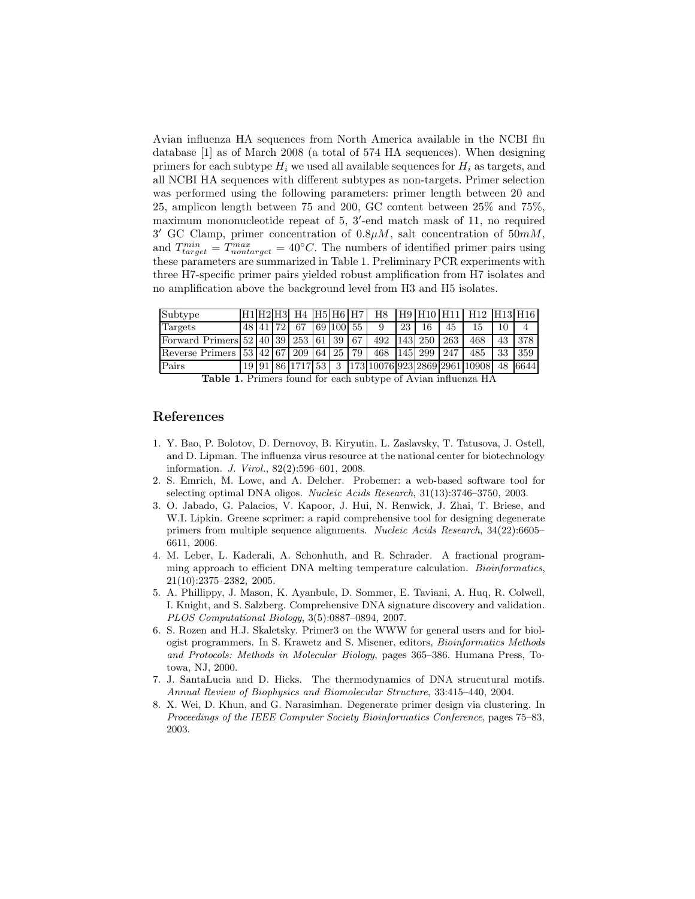Avian influenza HA sequences from North America available in the NCBI flu database [1] as of March 2008 (a total of 574 HA sequences). When designing primers for each subtype $H_i$ we used all available sequences for $H_i$ as targets, and all NCBI HA sequences with different subtypes as non-targets. Primer selection was performed using the following parameters: primer length between 20 and 25, amplicon length between 75 and 200, GC content between 25% and 75%, maximum mononucleotide repeat of 5, $3'$-end match mask of 11, no required $3'$ GC Clamp, primer concentration of $0.8\mu M$, salt concentration of $50mM$, and $T_{target}^{min} = T_{nontarget}^{max} = 40°C$. The numbers of identified primer pairs using these parameters are summarized in Table 1. Preliminary PCR experiments with three H7-specific primer pairs yielded robust amplification from H7 isolates and no amplification above the background level from H3 and H5 isolates.

| Subtype | H1 | H2 | H3 | H4 | H5 | H6 | H7 | H8 | H9 | H10 | H11 | H12 | H13 | H16 |
|---|---|---|---|---|---|---|---|---|---|---|---|---|---|---|
| Targets | 48 | 41 | 72 | 67 | 69 | 100 | 55 | 9 | 23 | 16 | 45 | 15 | 10 | 4 |
| Forward Primers | 52 | 40 | 39 | 253 | 61 | 39 | 67 | 492 | 143 | 250 | 263 | 468 | 43 | 378 |
| Reverse Primers | 53 | 42 | 67 | 209 | 64 | 25 | 79 | 468 | 145 | 299 | 247 | 485 | 33 | 359 |
| Pairs | 19 | 91 | 86 | 1717 | 53 | 3 | 173 | 10076 | 923 | 2869 | 2961 | 10908 | 48 | 6644 |

**Table 1.** Primers found for each subtype of Avian influenza HA

## References

1. Y. Bao, P. Bolotov, D. Dernovoy, B. Kiryutin, L. Zaslavsky, T. Tatusova, J. Ostell, and D. Lipman. The influenza virus resource at the national center for biotechnology information. *J. Virol.*, 82(2):596–601, 2008.
2. S. Emrich, M. Lowe, and A. Delcher. Probemer: a web-based software tool for selecting optimal DNA oligos. *Nucleic Acids Research*, 31(13):3746–3750, 2003.
3. O. Jabado, G. Palacios, V. Kapoor, J. Hui, N. Renwick, J. Zhai, T. Briese, and W.I. Lipkin. Greene scprimer: a rapid comprehensive tool for designing degenerate primers from multiple sequence alignments. *Nucleic Acids Research*, 34(22):6605–6611, 2006.
4. M. Leber, L. Kaderali, A. Schonhuth, and R. Schrader. A fractional programming approach to efficient DNA melting temperature calculation. *Bioinformatics*, 21(10):2375–2382, 2005.
5. A. Phillippy, J. Mason, K. Ayanbule, D. Sommer, E. Taviani, A. Huq, R. Colwell, I. Knight, and S. Salzberg. Comprehensive DNA signature discovery and validation. *PLOS Computational Biology*, 3(5):0887–0894, 2007.
6. S. Rozen and H.J. Skaletsky. Primer3 on the WWW for general users and for biologist programmers. In S. Krawetz and S. Misener, editors, *Bioinformatics Methods and Protocols: Methods in Molecular Biology*, pages 365–386. Humana Press, Totowa, NJ, 2000.
7. J. SantaLucia and D. Hicks. The thermodynamics of DNA strucutural motifs. *Annual Review of Biophysics and Biomolecular Structure*, 33:415–440, 2004.
8. X. Wei, D. Khun, and G. Narasimhan. Degenerate primer design via clustering. In *Proceedings of the IEEE Computer Society Bioinformatics Conference*, pages 75–83, 2003.